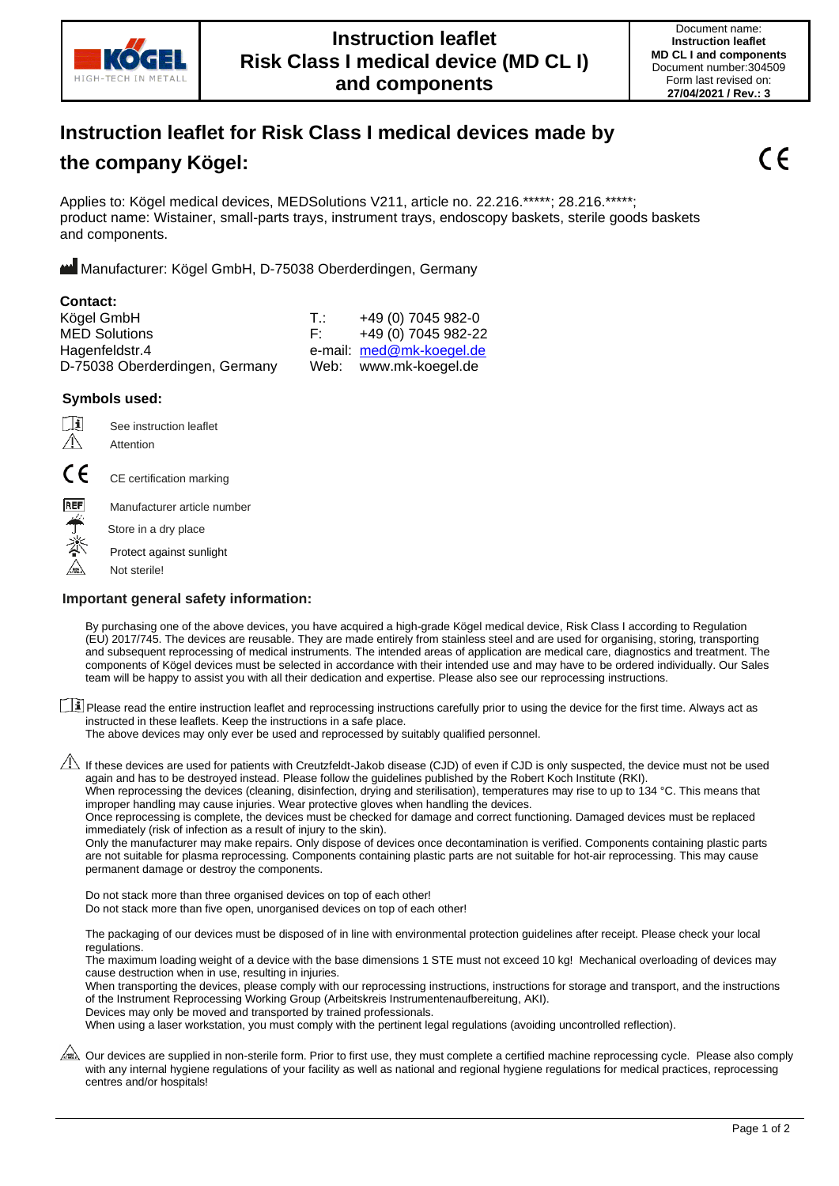| KÖGEL HIGH-TECH IN METALL | **Instruction leaflet Risk Class I medical device (MD CL I) and components** | Document name: **Instruction leaflet MD CL I and components** Document number:304509 Form last revised on: **27/04/2021 / Rev.: 3** |
|---|---|---|

# Instruction leaflet for Risk Class I medical devices made by the company Kögel:

CE

Applies to: Kögel medical devices, MEDSolutions V211, article no. 22.216.*****; 28.216.*****; product name: Wistainer, small-parts trays, instrument trays, endoscopy baskets, sterile goods baskets and components.

Manufacturer: Kögel GmbH, D-75038 Oberderdingen, Germany

**Contact:**

| | | |
|---|---|---|
| Kögel GmbH | T.: | +49 (0) 7045 982-0 |
| MED Solutions | F: | +49 (0) 7045 982-22 |
| Hagenfeldstr.4 | e-mail: | med@mk-koegel.de |
| D-75038 Oberderdingen, Germany | Web: | www.mk-koegel.de |

### Symbols used:

- See instruction leaflet
- Attention
- CE certification marking
- REF Manufacturer article number
- Store in a dry place
- Protect against sunlight
- Not sterile!

### Important general safety information:

By purchasing one of the above devices, you have acquired a high-grade Kögel medical device, Risk Class I according to Regulation (EU) 2017/745. The devices are reusable. They are made entirely from stainless steel and are used for organising, storing, transporting and subsequent reprocessing of medical instruments. The intended areas of application are medical care, diagnostics and treatment. The components of Kögel devices must be selected in accordance with their intended use and may have to be ordered individually. Our Sales team will be happy to assist you with all their dedication and expertise. Please also see our reprocessing instructions.

Please read the entire instruction leaflet and reprocessing instructions carefully prior to using the device for the first time. Always act as instructed in these leaflets. Keep the instructions in a safe place.
The above devices may only ever be used and reprocessed by suitably qualified personnel.

If these devices are used for patients with Creutzfeldt-Jakob disease (CJD) of even if CJD is only suspected, the device must not be used again and has to be destroyed instead. Please follow the guidelines published by the Robert Koch Institute (RKI).
When reprocessing the devices (cleaning, disinfection, drying and sterilisation), temperatures may rise to up to 134 °C. This means that improper handling may cause injuries. Wear protective gloves when handling the devices.
Once reprocessing is complete, the devices must be checked for damage and correct functioning. Damaged devices must be replaced immediately (risk of infection as a result of injury to the skin).
Only the manufacturer may make repairs. Only dispose of devices once decontamination is verified. Components containing plastic parts are not suitable for plasma reprocessing. Components containing plastic parts are not suitable for hot-air reprocessing. This may cause permanent damage or destroy the components.

Do not stack more than three organised devices on top of each other!
Do not stack more than five open, unorganised devices on top of each other!

The packaging of our devices must be disposed of in line with environmental protection guidelines after receipt. Please check your local regulations.
The maximum loading weight of a device with the base dimensions 1 STE must not exceed 10 kg! Mechanical overloading of devices may cause destruction when in use, resulting in injuries.
When transporting the devices, please comply with our reprocessing instructions, instructions for storage and transport, and the instructions of the Instrument Reprocessing Working Group (Arbeitskreis Instrumentenaufbereitung, AKI).
Devices may only be moved and transported by trained professionals.
When using a laser workstation, you must comply with the pertinent legal regulations (avoiding uncontrolled reflection).

Our devices are supplied in non-sterile form. Prior to first use, they must complete a certified machine reprocessing cycle. Please also comply with any internal hygiene regulations of your facility as well as national and regional hygiene regulations for medical practices, reprocessing centres and/or hospitals!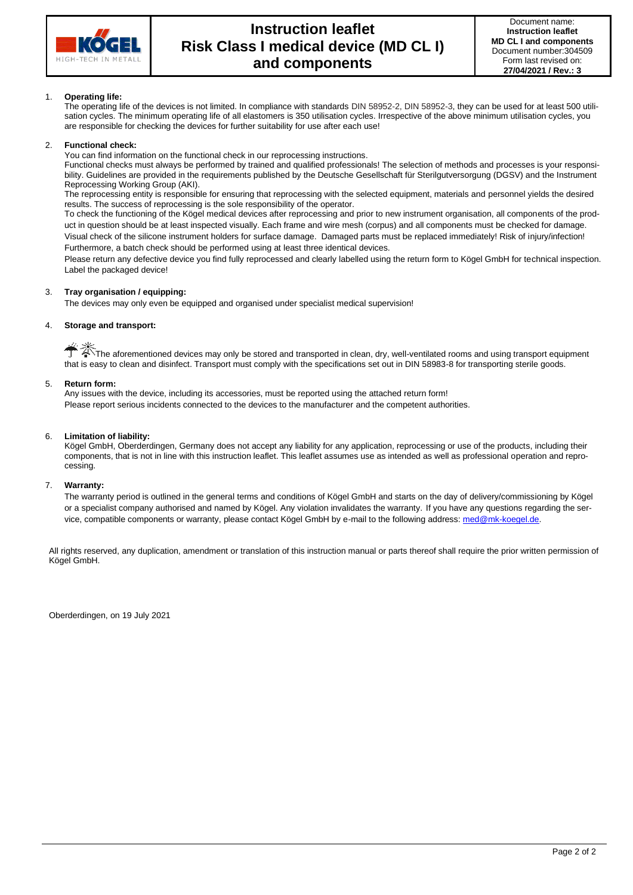# Instruction leaflet Risk Class I medical device (MD CL I) and components

Document name: **Instruction leaflet MD CL I and components**
Document number:304509
Form last revised on: **27/04/2021 / Rev.: 3**

1. **Operating life:**
   The operating life of the devices is not limited. In compliance with standards DIN 58952-2, DIN 58952-3, they can be used for at least 500 utilisation cycles. The minimum operating life of all elastomers is 350 utilisation cycles. Irrespective of the above minimum utilisation cycles, you are responsible for checking the devices for further suitability for use after each use!

2. **Functional check:**
   You can find information on the functional check in our reprocessing instructions.
   Functional checks must always be performed by trained and qualified professionals! The selection of methods and processes is your responsibility. Guidelines are provided in the requirements published by the Deutsche Gesellschaft für Sterilgutversorgung (DGSV) and the Instrument Reprocessing Working Group (AKI).
   The reprocessing entity is responsible for ensuring that reprocessing with the selected equipment, materials and personnel yields the desired results. The success of reprocessing is the sole responsibility of the operator.
   To check the functioning of the Kögel medical devices after reprocessing and prior to new instrument organisation, all components of the product in question should be at least inspected visually. Each frame and wire mesh (corpus) and all components must be checked for damage.
   Visual check of the silicone instrument holders for surface damage. Damaged parts must be replaced immediately! Risk of injury/infection!
   Furthermore, a batch check should be performed using at least three identical devices.
   Please return any defective device you find fully reprocessed and clearly labelled using the return form to Kögel GmbH for technical inspection. Label the packaged device!

3. **Tray organisation / equipping:**
   The devices may only even be equipped and organised under specialist medical supervision!

4. **Storage and transport:**
   The aforementioned devices may only be stored and transported in clean, dry, well-ventilated rooms and using transport equipment that is easy to clean and disinfect. Transport must comply with the specifications set out in DIN 58983-8 for transporting sterile goods.

5. **Return form:**
   Any issues with the device, including its accessories, must be reported using the attached return form!
   Please report serious incidents connected to the devices to the manufacturer and the competent authorities.

6. **Limitation of liability:**
   Kögel GmbH, Oberderdingen, Germany does not accept any liability for any application, reprocessing or use of the products, including their components, that is not in line with this instruction leaflet. This leaflet assumes use as intended as well as professional operation and reprocessing.

7. **Warranty:**
   The warranty period is outlined in the general terms and conditions of Kögel GmbH and starts on the day of delivery/commissioning by Kögel or a specialist company authorised and named by Kögel. Any violation invalidates the warranty. If you have any questions regarding the service, compatible components or warranty, please contact Kögel GmbH by e-mail to the following address: med@mk-koegel.de.

All rights reserved, any duplication, amendment or translation of this instruction manual or parts thereof shall require the prior written permission of Kögel GmbH.

Oberderdingen, on 19 July 2021